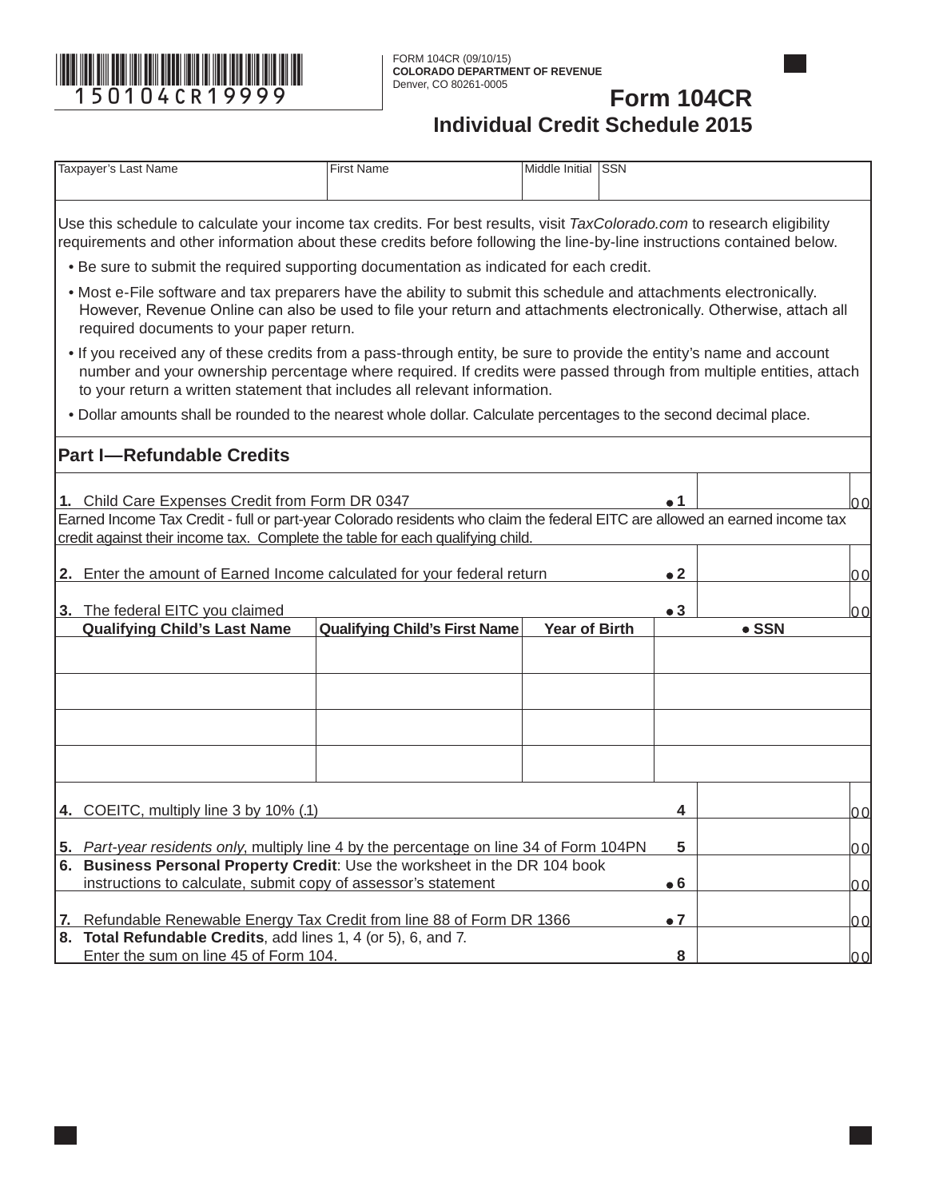150104CR19999

FORM 104CR (09/10/15)
**COLORADO DEPARTMENT OF REVENUE**
Denver, CO 80261-0005

# Form 104CR
## Individual Credit Schedule 2015

| Taxpayer's Last Name | First Name | Middle Initial | SSN |
|---|---|---|---|
| | | | |

Use this schedule to calculate your income tax credits. For best results, visit *TaxColorado.com* to research eligibility requirements and other information about these credits before following the line-by-line instructions contained below.

- Be sure to submit the required supporting documentation as indicated for each credit.
- Most e-File software and tax preparers have the ability to submit this schedule and attachments electronically. However, Revenue Online can also be used to file your return and attachments electronically. Otherwise, attach all required documents to your paper return.
- If you received any of these credits from a pass-through entity, be sure to provide the entity's name and account number and your ownership percentage where required. If credits were passed through from multiple entities, attach to your return a written statement that includes all relevant information.
- Dollar amounts shall be rounded to the nearest whole dollar. Calculate percentages to the second decimal place.

## Part I—Refundable Credits

**1.** Child Care Expenses Credit from Form DR 0347 ● **1** ______ 00

Earned Income Tax Credit - full or part-year Colorado residents who claim the federal EITC are allowed an earned income tax credit against their income tax. Complete the table for each qualifying child.

**2.** Enter the amount of Earned Income calculated for your federal return ● **2** ______ 00

**3.** The federal EITC you claimed ● **3** ______ 00

| Qualifying Child's Last Name | Qualifying Child's First Name | Year of Birth | ● SSN |
|---|---|---|---|
| | | | |
| | | | |
| | | | |
| | | | |

**4.** COEITC, multiply line 3 by 10% (.1) **4** ______ 00

**5.** *Part-year residents only*, multiply line 4 by the percentage on line 34 of Form 104PN **5** ______ 00

**6.** **Business Personal Property Credit**: Use the worksheet in the DR 104 book instructions to calculate, submit copy of assessor's statement ● **6** ______ 00

**7.** Refundable Renewable Energy Tax Credit from line 88 of Form DR 1366 ● **7** ______ 00

**8.** **Total Refundable Credits**, add lines 1, 4 (or 5), 6, and 7. Enter the sum on line 45 of Form 104. **8** ______ 00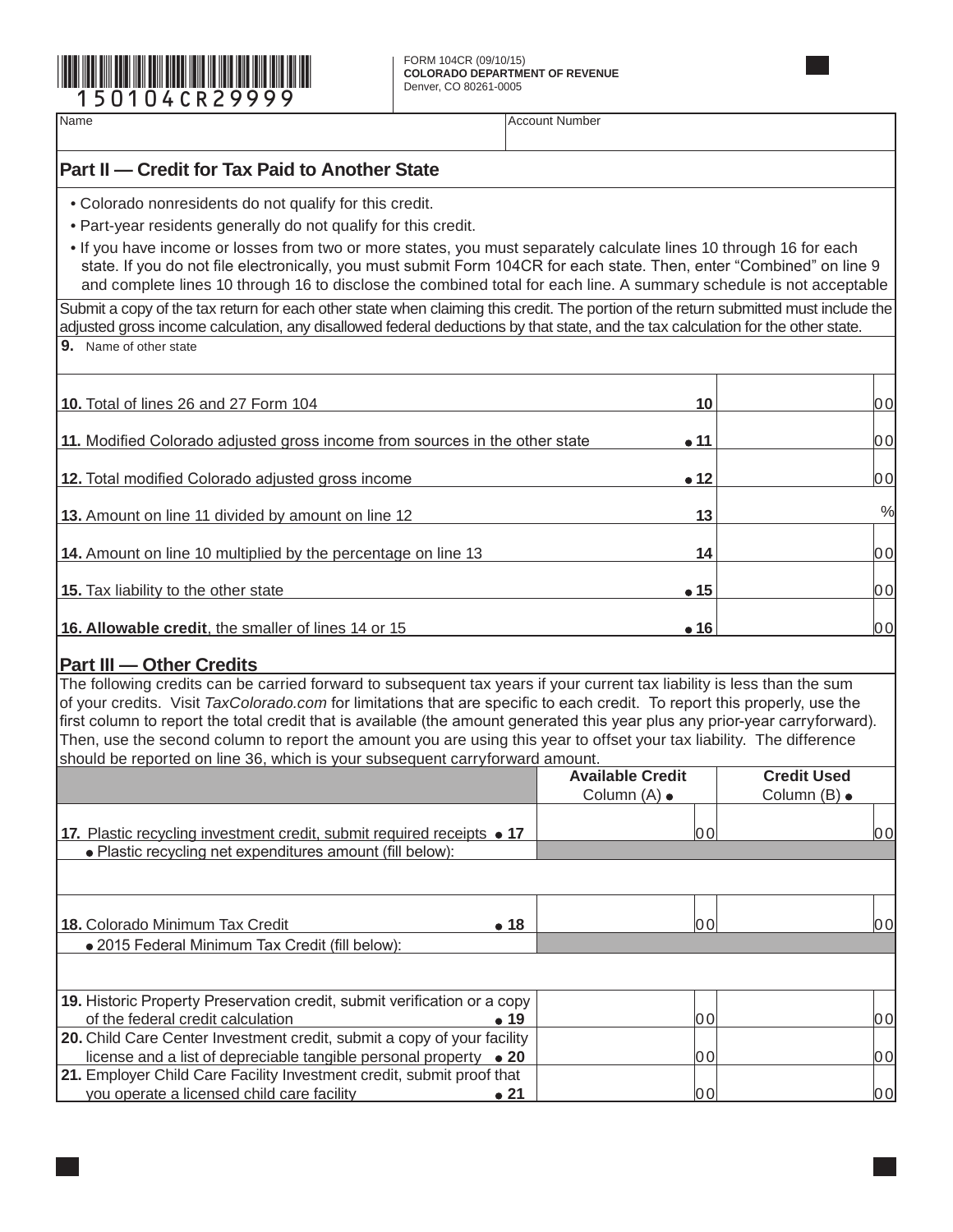150104CR29999

FORM 104CR (09/10/15)
**COLORADO DEPARTMENT OF REVENUE**
Denver, CO 80261-0005

| Name | Account Number |
|---|---|
| | |

## Part II — Credit for Tax Paid to Another State

- Colorado nonresidents do not qualify for this credit.
- Part-year residents generally do not qualify for this credit.
- If you have income or losses from two or more states, you must separately calculate lines 10 through 16 for each state. If you do not file electronically, you must submit Form 104CR for each state. Then, enter "Combined" on line 9 and complete lines 10 through 16 to disclose the combined total for each line. A summary schedule is not acceptable

Submit a copy of the tax return for each other state when claiming this credit. The portion of the return submitted must include the adjusted gross income calculation, any disallowed federal deductions by that state, and the tax calculation for the other state.

**9.** Name of other state

| Line | | | |
|---|---|---|---|
| **10.** Total of lines 26 and 27 Form 104 | 10 | | 00 |
| **11.** Modified Colorado adjusted gross income from sources in the other state | ● 11 | | 00 |
| **12.** Total modified Colorado adjusted gross income | ● 12 | | 00 |
| **13.** Amount on line 11 divided by amount on line 12 | 13 | | % |
| **14.** Amount on line 10 multiplied by the percentage on line 13 | 14 | | 00 |
| **15.** Tax liability to the other state | ● 15 | | 00 |
| **16. Allowable credit**, the smaller of lines 14 or 15 | ● 16 | | 00 |

## Part III — Other Credits

The following credits can be carried forward to subsequent tax years if your current tax liability is less than the sum of your credits. Visit *TaxColorado.com* for limitations that are specific to each credit. To report this properly, use the first column to report the total credit that is available (the amount generated this year plus any prior-year carryforward). Then, use the second column to report the amount you are using this year to offset your tax liability. The difference should be reported on line 36, which is your subsequent carryforward amount.

| | **Available Credit** Column (A) ● | **Credit Used** Column (B) ● |
|---|---|---|
| **17.** Plastic recycling investment credit, submit required receipts ● 17 | 00 | 00 |
| ● Plastic recycling net expenditures amount (fill below): | | |
| | | |
| **18.** Colorado Minimum Tax Credit ● 18 | 00 | 00 |
| ● 2015 Federal Minimum Tax Credit (fill below): | | |
| | | |
| **19.** Historic Property Preservation credit, submit verification or a copy of the federal credit calculation ● 19 | 00 | 00 |
| **20.** Child Care Center Investment credit, submit a copy of your facility license and a list of depreciable tangible personal property ● 20 | 00 | 00 |
| **21.** Employer Child Care Facility Investment credit, submit proof that you operate a licensed child care facility ● 21 | 00 | 00 |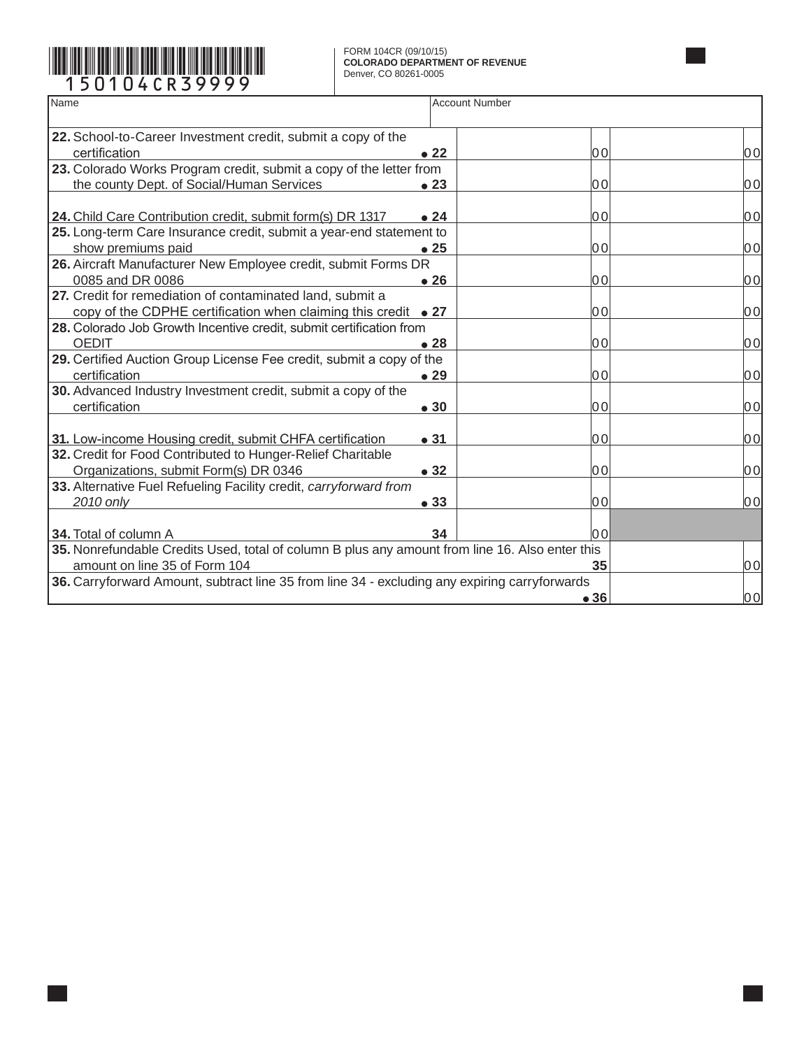150104CR39999

FORM 104CR (09/10/15)
**COLORADO DEPARTMENT OF REVENUE**
Denver, CO 80261-0005

| Name | Account Number |
|---|---|
| | |

| | | | |
|---|---|---|---|
| **22.** School-to-Career Investment credit, submit a copy of the certification | ● **22** | 00 | 00 |
| **23.** Colorado Works Program credit, submit a copy of the letter from the county Dept. of Social/Human Services | ● **23** | 00 | 00 |
| **24.** Child Care Contribution credit, submit form(s) DR 1317 | ● **24** | 00 | 00 |
| **25.** Long-term Care Insurance credit, submit a year-end statement to show premiums paid | ● **25** | 00 | 00 |
| **26.** Aircraft Manufacturer New Employee credit, submit Forms DR 0085 and DR 0086 | ● **26** | 00 | 00 |
| **27.** Credit for remediation of contaminated land, submit a copy of the CDPHE certification when claiming this credit | ● **27** | 00 | 00 |
| **28.** Colorado Job Growth Incentive credit, submit certification from OEDIT | ● **28** | 00 | 00 |
| **29.** Certified Auction Group License Fee credit, submit a copy of the certification | ● **29** | 00 | 00 |
| **30.** Advanced Industry Investment credit, submit a copy of the certification | ● **30** | 00 | 00 |
| **31.** Low-income Housing credit, submit CHFA certification | ● **31** | 00 | 00 |
| **32.** Credit for Food Contributed to Hunger-Relief Charitable Organizations, submit Form(s) DR 0346 | ● **32** | 00 | 00 |
| **33.** Alternative Fuel Refueling Facility credit, *carryforward from 2010 only* | ● **33** | 00 | 00 |
| **34.** Total of column A | **34** | 00 | |
| **35.** Nonrefundable Credits Used, total of column B plus any amount from line 16. Also enter this amount on line 35 of Form 104 | **35** | | 00 |
| **36.** Carryforward Amount, subtract line 35 from line 34 - excluding any expiring carryforwards | ● **36** | | 00 |